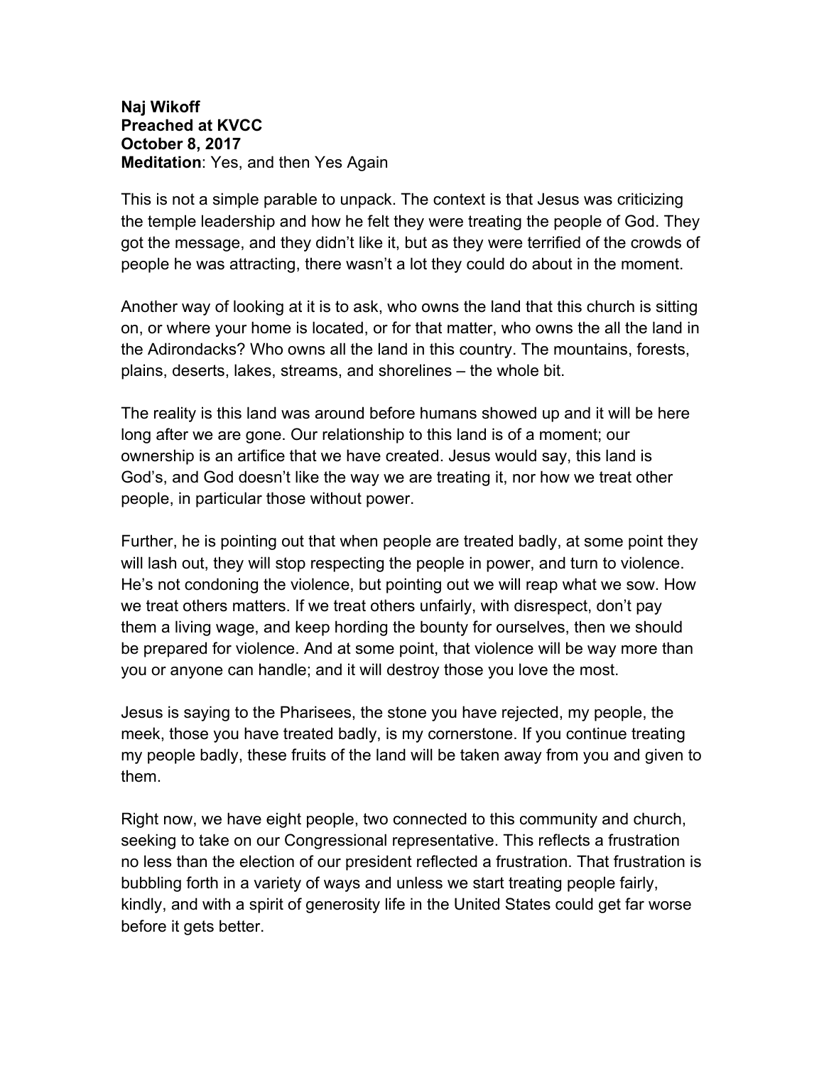**Naj Wikoff**
**Preached at KVCC**
**October 8, 2017**
**Meditation**: Yes, and then Yes Again

This is not a simple parable to unpack. The context is that Jesus was criticizing the temple leadership and how he felt they were treating the people of God. They got the message, and they didn't like it, but as they were terrified of the crowds of people he was attracting, there wasn't a lot they could do about in the moment.

Another way of looking at it is to ask, who owns the land that this church is sitting on, or where your home is located, or for that matter, who owns the all the land in the Adirondacks? Who owns all the land in this country. The mountains, forests, plains, deserts, lakes, streams, and shorelines – the whole bit.

The reality is this land was around before humans showed up and it will be here long after we are gone. Our relationship to this land is of a moment; our ownership is an artifice that we have created. Jesus would say, this land is God's, and God doesn't like the way we are treating it, nor how we treat other people, in particular those without power.

Further, he is pointing out that when people are treated badly, at some point they will lash out, they will stop respecting the people in power, and turn to violence. He's not condoning the violence, but pointing out we will reap what we sow. How we treat others matters. If we treat others unfairly, with disrespect, don't pay them a living wage, and keep hording the bounty for ourselves, then we should be prepared for violence. And at some point, that violence will be way more than you or anyone can handle; and it will destroy those you love the most.

Jesus is saying to the Pharisees, the stone you have rejected, my people, the meek, those you have treated badly, is my cornerstone. If you continue treating my people badly, these fruits of the land will be taken away from you and given to them.

Right now, we have eight people, two connected to this community and church, seeking to take on our Congressional representative. This reflects a frustration no less than the election of our president reflected a frustration. That frustration is bubbling forth in a variety of ways and unless we start treating people fairly, kindly, and with a spirit of generosity life in the United States could get far worse before it gets better.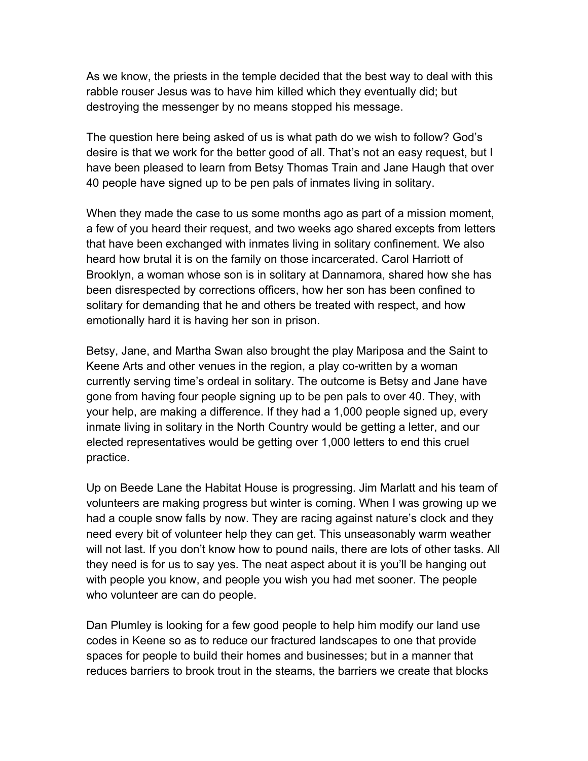As we know, the priests in the temple decided that the best way to deal with this rabble rouser Jesus was to have him killed which they eventually did; but destroying the messenger by no means stopped his message.

The question here being asked of us is what path do we wish to follow? God's desire is that we work for the better good of all. That's not an easy request, but I have been pleased to learn from Betsy Thomas Train and Jane Haugh that over 40 people have signed up to be pen pals of inmates living in solitary.

When they made the case to us some months ago as part of a mission moment, a few of you heard their request, and two weeks ago shared excepts from letters that have been exchanged with inmates living in solitary confinement. We also heard how brutal it is on the family on those incarcerated. Carol Harriott of Brooklyn, a woman whose son is in solitary at Dannamora, shared how she has been disrespected by corrections officers, how her son has been confined to solitary for demanding that he and others be treated with respect, and how emotionally hard it is having her son in prison.

Betsy, Jane, and Martha Swan also brought the play Mariposa and the Saint to Keene Arts and other venues in the region, a play co-written by a woman currently serving time's ordeal in solitary. The outcome is Betsy and Jane have gone from having four people signing up to be pen pals to over 40. They, with your help, are making a difference. If they had a 1,000 people signed up, every inmate living in solitary in the North Country would be getting a letter, and our elected representatives would be getting over 1,000 letters to end this cruel practice.

Up on Beede Lane the Habitat House is progressing. Jim Marlatt and his team of volunteers are making progress but winter is coming. When I was growing up we had a couple snow falls by now. They are racing against nature's clock and they need every bit of volunteer help they can get. This unseasonably warm weather will not last. If you don't know how to pound nails, there are lots of other tasks. All they need is for us to say yes. The neat aspect about it is you'll be hanging out with people you know, and people you wish you had met sooner. The people who volunteer are can do people.

Dan Plumley is looking for a few good people to help him modify our land use codes in Keene so as to reduce our fractured landscapes to one that provide spaces for people to build their homes and businesses; but in a manner that reduces barriers to brook trout in the steams, the barriers we create that blocks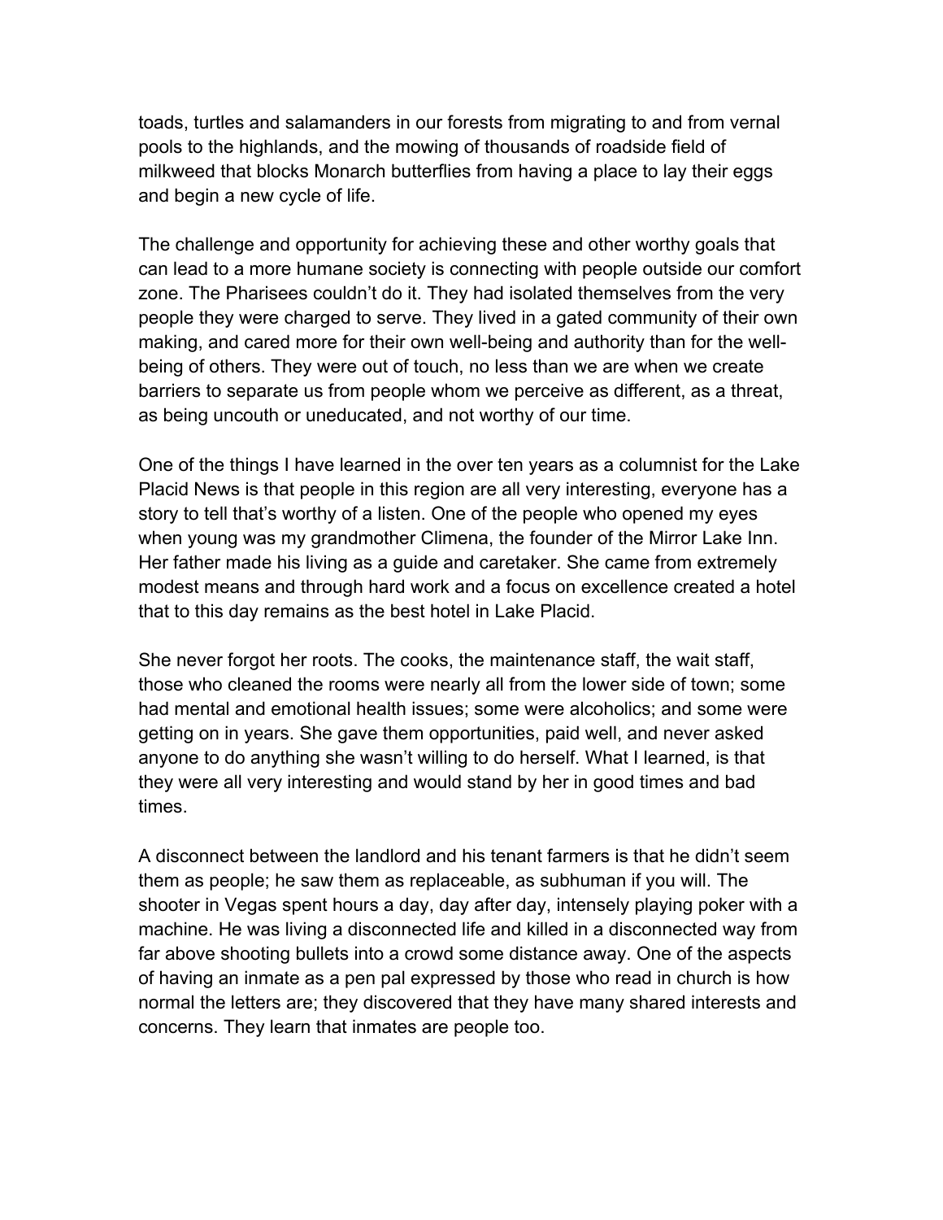toads, turtles and salamanders in our forests from migrating to and from vernal pools to the highlands, and the mowing of thousands of roadside field of milkweed that blocks Monarch butterflies from having a place to lay their eggs and begin a new cycle of life.

The challenge and opportunity for achieving these and other worthy goals that can lead to a more humane society is connecting with people outside our comfort zone. The Pharisees couldn't do it. They had isolated themselves from the very people they were charged to serve. They lived in a gated community of their own making, and cared more for their own well-being and authority than for the well-being of others. They were out of touch, no less than we are when we create barriers to separate us from people whom we perceive as different, as a threat, as being uncouth or uneducated, and not worthy of our time.

One of the things I have learned in the over ten years as a columnist for the Lake Placid News is that people in this region are all very interesting, everyone has a story to tell that's worthy of a listen. One of the people who opened my eyes when young was my grandmother Climena, the founder of the Mirror Lake Inn. Her father made his living as a guide and caretaker. She came from extremely modest means and through hard work and a focus on excellence created a hotel that to this day remains as the best hotel in Lake Placid.

She never forgot her roots. The cooks, the maintenance staff, the wait staff, those who cleaned the rooms were nearly all from the lower side of town; some had mental and emotional health issues; some were alcoholics; and some were getting on in years. She gave them opportunities, paid well, and never asked anyone to do anything she wasn't willing to do herself. What I learned, is that they were all very interesting and would stand by her in good times and bad times.

A disconnect between the landlord and his tenant farmers is that he didn't seem them as people; he saw them as replaceable, as subhuman if you will. The shooter in Vegas spent hours a day, day after day, intensely playing poker with a machine. He was living a disconnected life and killed in a disconnected way from far above shooting bullets into a crowd some distance away. One of the aspects of having an inmate as a pen pal expressed by those who read in church is how normal the letters are; they discovered that they have many shared interests and concerns. They learn that inmates are people too.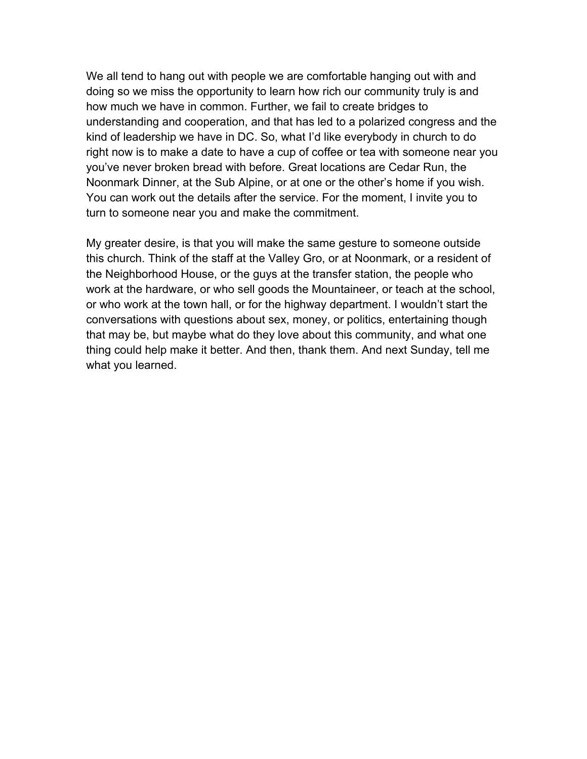We all tend to hang out with people we are comfortable hanging out with and doing so we miss the opportunity to learn how rich our community truly is and how much we have in common. Further, we fail to create bridges to understanding and cooperation, and that has led to a polarized congress and the kind of leadership we have in DC. So, what I'd like everybody in church to do right now is to make a date to have a cup of coffee or tea with someone near you you've never broken bread with before. Great locations are Cedar Run, the Noonmark Dinner, at the Sub Alpine, or at one or the other's home if you wish. You can work out the details after the service. For the moment, I invite you to turn to someone near you and make the commitment.

My greater desire, is that you will make the same gesture to someone outside this church. Think of the staff at the Valley Gro, or at Noonmark, or a resident of the Neighborhood House, or the guys at the transfer station, the people who work at the hardware, or who sell goods the Mountaineer, or teach at the school, or who work at the town hall, or for the highway department. I wouldn't start the conversations with questions about sex, money, or politics, entertaining though that may be, but maybe what do they love about this community, and what one thing could help make it better. And then, thank them. And next Sunday, tell me what you learned.